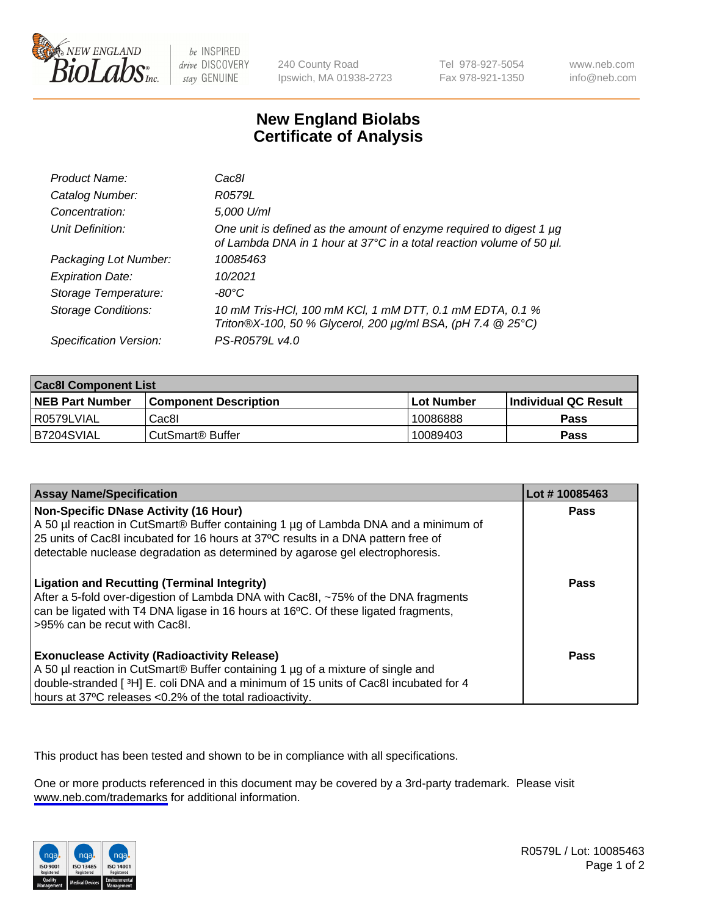240 County Road
Ipswich, MA 01938-2723

Tel 978-927-5054
Fax 978-921-1350

www.neb.com
info@neb.com

# New England Biolabs
# Certificate of Analysis

| | |
|---|---|
| *Product Name:* | *Cac8I* |
| *Catalog Number:* | *R0579L* |
| *Concentration:* | *5,000 U/ml* |
| *Unit Definition:* | *One unit is defined as the amount of enzyme required to digest 1 µg of Lambda DNA in 1 hour at 37°C in a total reaction volume of 50 µl.* |
| *Packaging Lot Number:* | *10085463* |
| *Expiration Date:* | *10/2021* |
| *Storage Temperature:* | *-80°C* |
| *Storage Conditions:* | *10 mM Tris-HCl, 100 mM KCl, 1 mM DTT, 0.1 mM EDTA, 0.1 % Triton®X-100, 50 % Glycerol, 200 µg/ml BSA, (pH 7.4 @ 25°C)* |
| *Specification Version:* | *PS-R0579L v4.0* |

| Cac8I Component List | | | |
|---|---|---|---|
| **NEB Part Number** | **Component Description** | **Lot Number** | **Individual QC Result** |
| R0579LVIAL | Cac8I | 10086888 | **Pass** |
| B7204SVIAL | CutSmart® Buffer | 10089403 | **Pass** |

| Assay Name/Specification | Lot # 10085463 |
|---|---|
| **Non-Specific DNase Activity (16 Hour)**<br>A 50 µl reaction in CutSmart® Buffer containing 1 µg of Lambda DNA and a minimum of 25 units of Cac8I incubated for 16 hours at 37ºC results in a DNA pattern free of detectable nuclease degradation as determined by agarose gel electrophoresis. | **Pass** |
| **Ligation and Recutting (Terminal Integrity)**<br>After a 5-fold over-digestion of Lambda DNA with Cac8I, ~75% of the DNA fragments can be ligated with T4 DNA ligase in 16 hours at 16ºC. Of these ligated fragments, >95% can be recut with Cac8I. | **Pass** |
| **Exonuclease Activity (Radioactivity Release)**<br>A 50 µl reaction in CutSmart® Buffer containing 1 µg of a mixture of single and double-stranded [ $^{3}$H] E. coli DNA and a minimum of 15 units of Cac8I incubated for 4 hours at 37ºC releases <0.2% of the total radioactivity. | **Pass** |

This product has been tested and shown to be in compliance with all specifications.

One or more products referenced in this document may be covered by a 3rd-party trademark. Please visit www.neb.com/trademarks for additional information.

R0579L / Lot: 10085463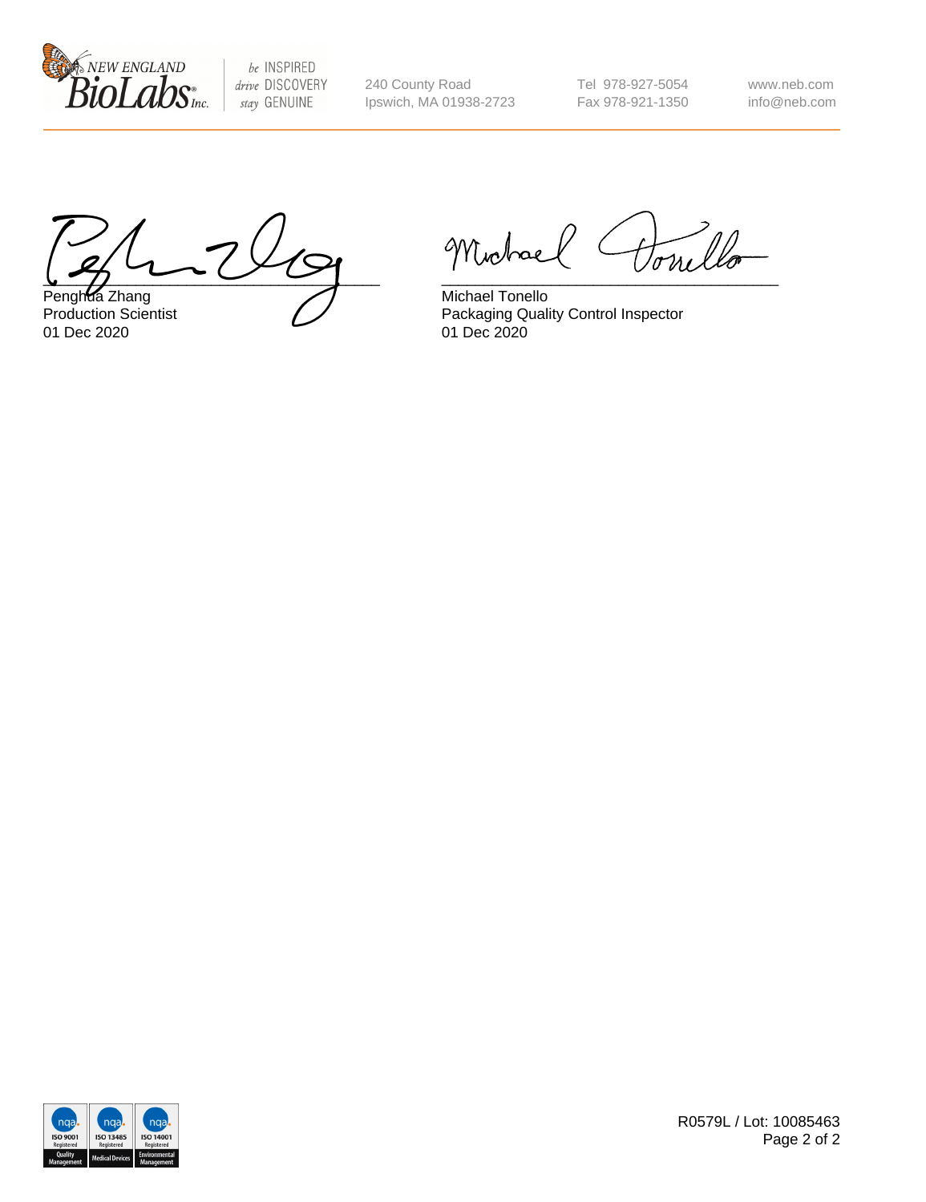Penghua Zhang
Production Scientist
01 Dec 2020

Michael Tonello
Packaging Quality Control Inspector
01 Dec 2020

R0579L / Lot: 10085463